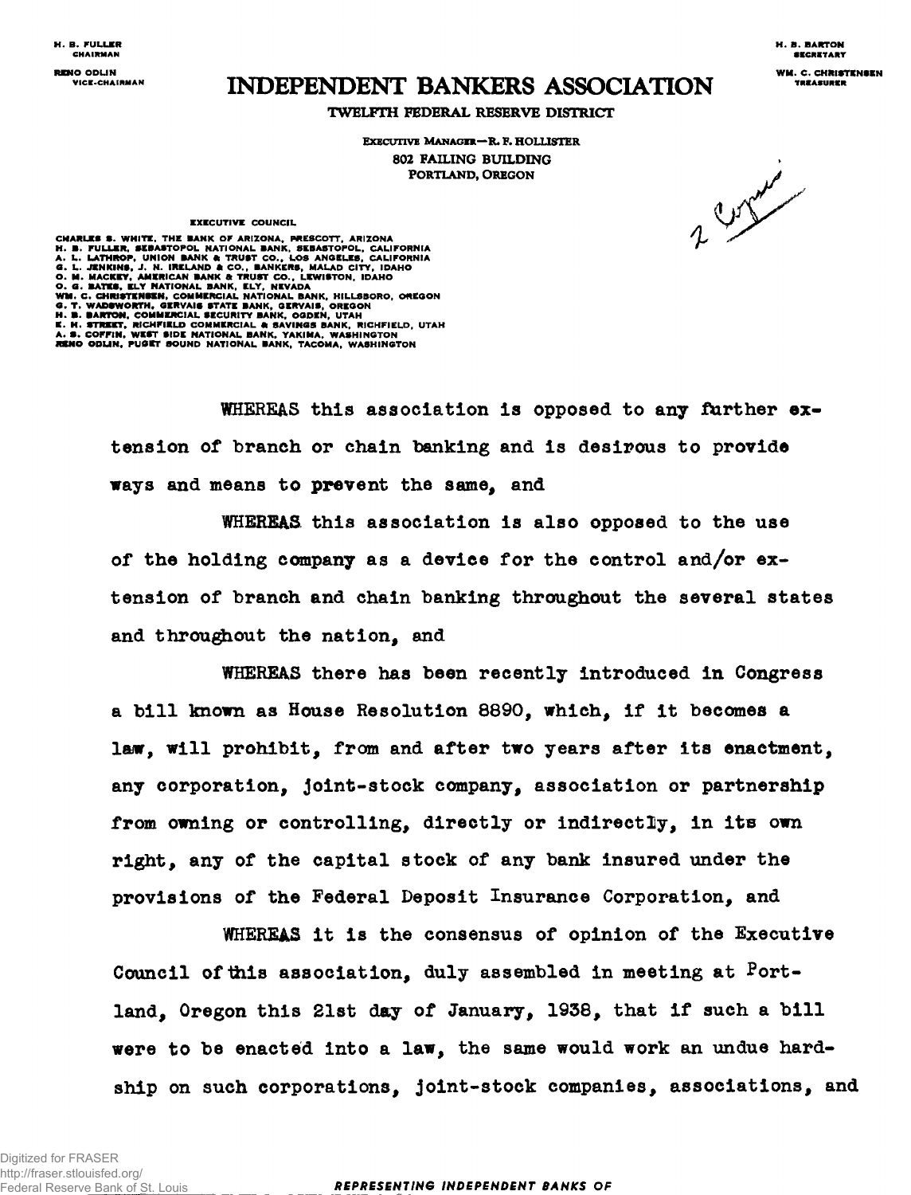H. B. FULLER
CHAIRMAN

RENO ODLIN
VICE-CHAIRMAN

H. B. BARTON
SECRETARY

WM. C. CHRISTENSEN
TREASURER

# INDEPENDENT BANKERS ASSOCIATION

TWELFTH FEDERAL RESERVE DISTRICT

EXECUTIVE MANAGER—R. F. HOLLISTER
802 FAILING BUILDING
PORTLAND, OREGON

2 Copies

EXECUTIVE COUNCIL

CHARLES S. WHITE, THE BANK OF ARIZONA, PRESCOTT, ARIZONA
H. B. FULLER, SEBASTOPOL NATIONAL BANK, SEBASTOPOL, CALIFORNIA
A. L. LATHROP, UNION BANK & TRUST CO., LOS ANGELES, CALIFORNIA
G. L. JENKINS, J. N. IRELAND & CO., BANKERS, MALAD CITY, IDAHO
O. M. MACKEY, AMERICAN BANK & TRUST CO., LEWISTON, IDAHO
O. G. BATES, ELY NATIONAL BANK, ELY, NEVADA
WM. C. CHRISTENSEN, COMMERCIAL NATIONAL BANK, HILLSBORO, OREGON
G. T. WADSWORTH, GERVAIS STATE BANK, GERVAIS, OREGON
H. B. BARTON, COMMERCIAL SECURITY BANK, OGDEN, UTAH
E. H. STREET, RICHFIELD COMMERCIAL & SAVINGS BANK, RICHFIELD, UTAH
A. S. COFFIN, WEST SIDE NATIONAL BANK, YAKIMA, WASHINGTON
RENO ODLIN, PUGET SOUND NATIONAL BANK, TACOMA, WASHINGTON

WHEREAS this association is opposed to any further extension of branch or chain banking and is desirous to provide ways and means to prevent the same, and

WHEREAS this association is also opposed to the use of the holding company as a device for the control and/or extension of branch and chain banking throughout the several states and throughout the nation, and

WHEREAS there has been recently introduced in Congress a bill known as House Resolution 8890, which, if it becomes a law, will prohibit, from and after two years after its enactment, any corporation, joint-stock company, association or partnership from owning or controlling, directly or indirectly, in its own right, any of the capital stock of any bank insured under the provisions of the Federal Deposit Insurance Corporation, and

WHEREAS it is the consensus of opinion of the Executive Council of this association, duly assembled in meeting at Portland, Oregon this 21st day of January, 1938, that if such a bill were to be enacted into a law, the same would work an undue hardship on such corporations, joint-stock companies, associations, and

REPRESENTING INDEPENDENT BANKS OF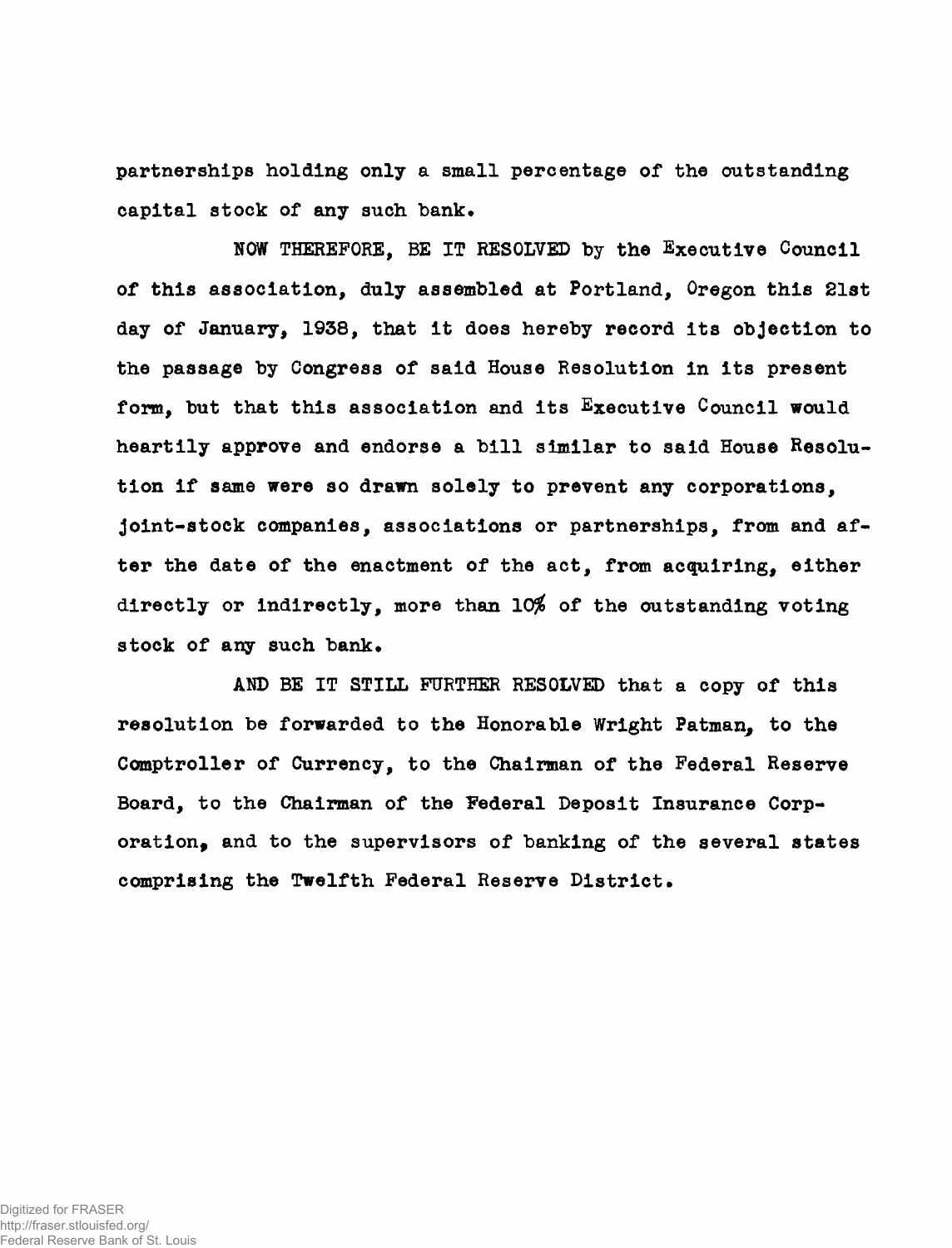partnerships holding only a small percentage of the outstanding capital stock of any such bank.

NOW THEREFORE, BE IT RESOLVED by the Executive Council of this association, duly assembled at Portland, Oregon this 21st day of January, 1938, that it does hereby record its objection to the passage by Congress of said House Resolution in its present form, but that this association and its Executive Council would heartily approve and endorse a bill similar to said House Resolution if same were so drawn solely to prevent any corporations, joint-stock companies, associations or partnerships, from and after the date of the enactment of the act, from acquiring, either directly or indirectly, more than 10% of the outstanding voting stock of any such bank.

AND BE IT STILL FURTHER RESOLVED that a copy of this resolution be forwarded to the Honorable Wright Patman, to the Comptroller of Currency, to the Chairman of the Federal Reserve Board, to the Chairman of the Federal Deposit Insurance Corporation, and to the supervisors of banking of the several states comprising the Twelfth Federal Reserve District.